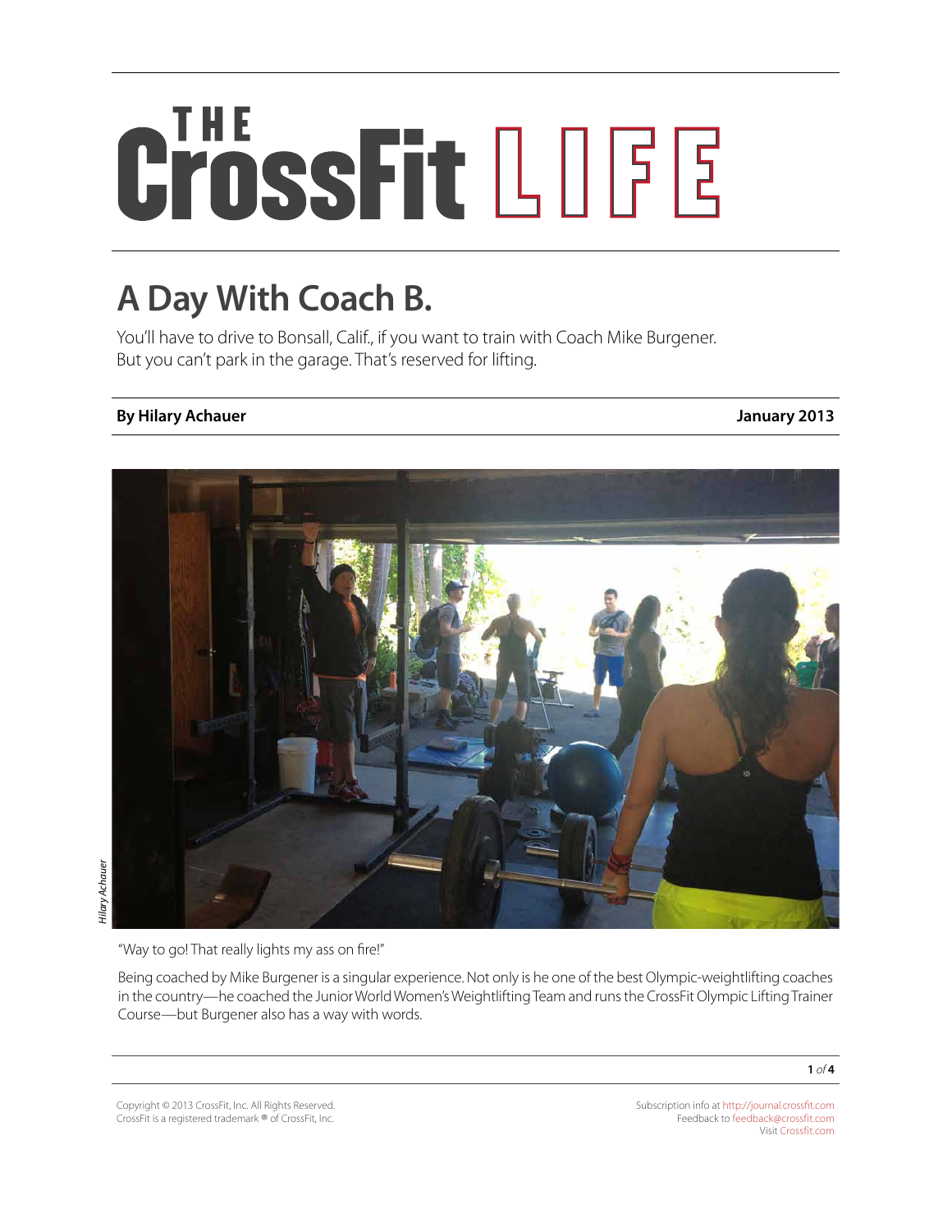# THE CrossFit LIFE

## A Day With Coach B.

You'll have to drive to Bonsall, Calif., if you want to train with Coach Mike Burgener. But you can't park in the garage. That's reserved for lifting.

**By Hilary Achauer** **January 2013**

*Hilary Achauer*

"Way to go! That really lights my ass on fire!"

Being coached by Mike Burgener is a singular experience. Not only is he one of the best Olympic-weightlifting coaches in the country—he coached the Junior World Women's Weightlifting Team and runs the CrossFit Olympic Lifting Trainer Course—but Burgener also has a way with words.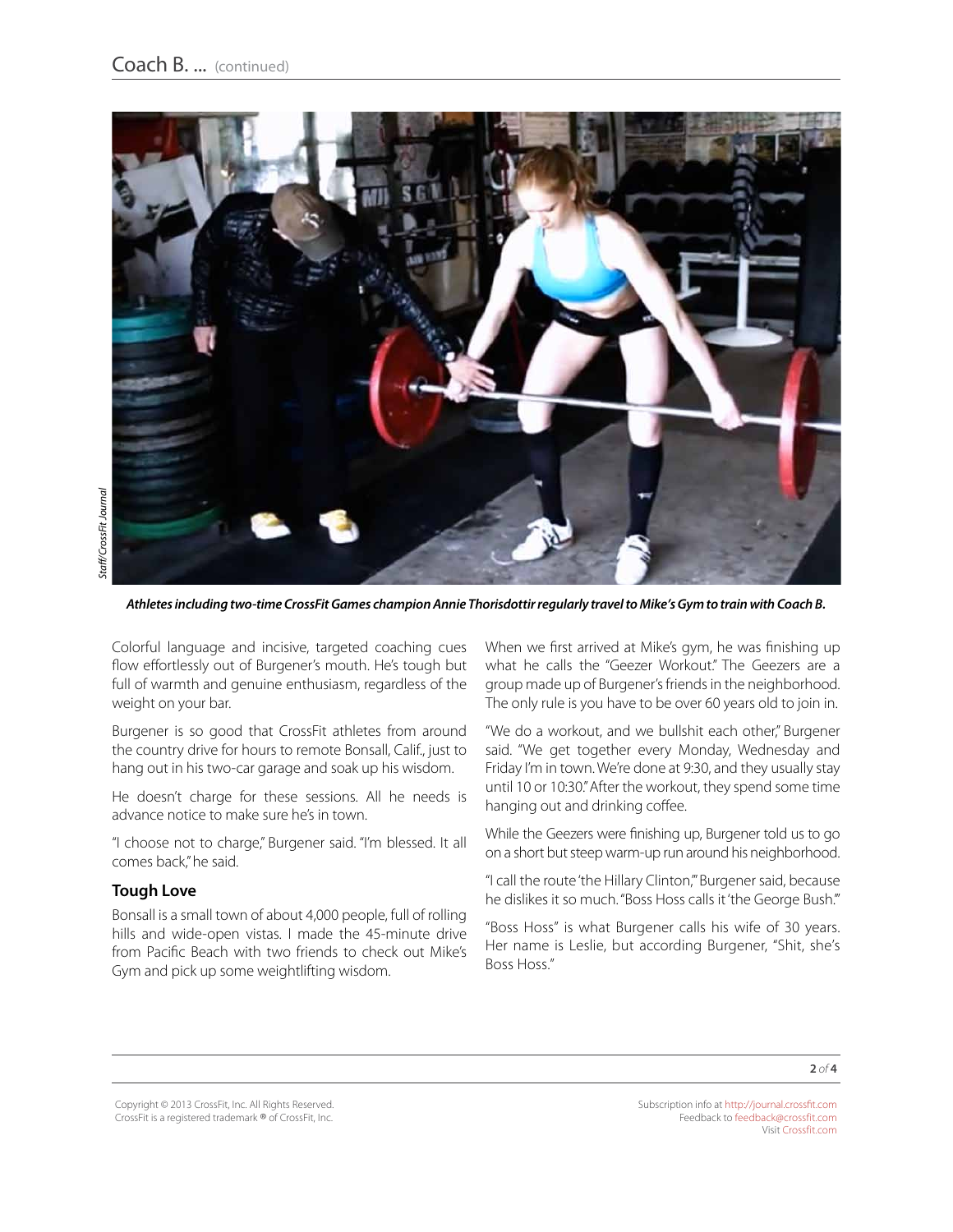*Athletes including two-time CrossFit Games champion Annie Thorisdottir regularly travel to Mike's Gym to train with Coach B.*

Staff/CrossFit Journal

Colorful language and incisive, targeted coaching cues flow effortlessly out of Burgener's mouth. He's tough but full of warmth and genuine enthusiasm, regardless of the weight on your bar.

Burgener is so good that CrossFit athletes from around the country drive for hours to remote Bonsall, Calif., just to hang out in his two-car garage and soak up his wisdom.

He doesn't charge for these sessions. All he needs is advance notice to make sure he's in town.

"I choose not to charge," Burgener said. "I'm blessed. It all comes back," he said.

### Tough Love

Bonsall is a small town of about 4,000 people, full of rolling hills and wide-open vistas. I made the 45-minute drive from Pacific Beach with two friends to check out Mike's Gym and pick up some weightlifting wisdom.

When we first arrived at Mike's gym, he was finishing up what he calls the "Geezer Workout." The Geezers are a group made up of Burgener's friends in the neighborhood. The only rule is you have to be over 60 years old to join in.

"We do a workout, and we bullshit each other," Burgener said. "We get together every Monday, Wednesday and Friday I'm in town. We're done at 9:30, and they usually stay until 10 or 10:30." After the workout, they spend some time hanging out and drinking coffee.

While the Geezers were finishing up, Burgener told us to go on a short but steep warm-up run around his neighborhood.

"I call the route 'the Hillary Clinton,'" Burgener said, because he dislikes it so much. "Boss Hoss calls it 'the George Bush.'"

"Boss Hoss" is what Burgener calls his wife of 30 years. Her name is Leslie, but according Burgener, "Shit, she's Boss Hoss."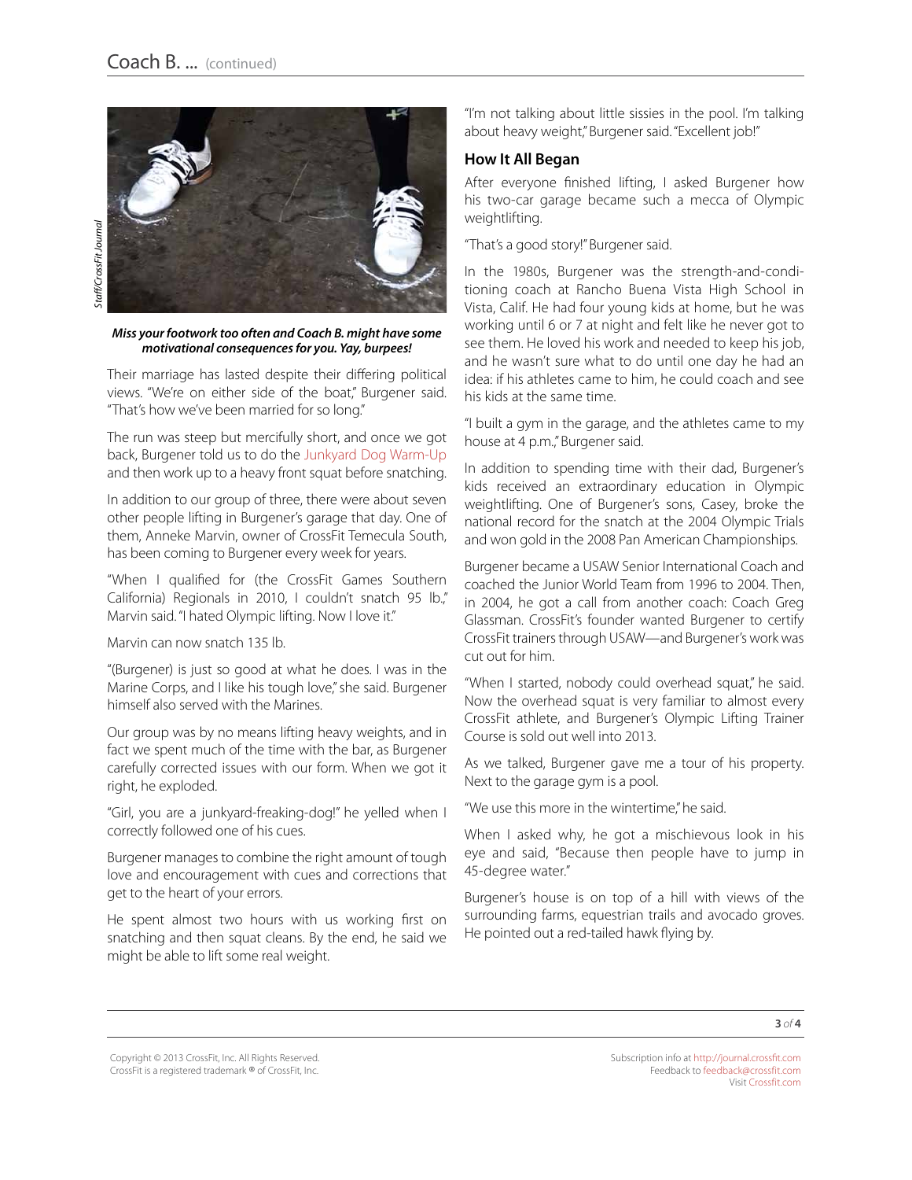*Staff/CrossFit Journal*

***Miss your footwork too often and Coach B. might have some motivational consequences for you. Yay, burpees!***

Their marriage has lasted despite their differing political views. "We're on either side of the boat," Burgener said. "That's how we've been married for so long."

The run was steep but mercifully short, and once we got back, Burgener told us to do the Junkyard Dog Warm-Up and then work up to a heavy front squat before snatching.

In addition to our group of three, there were about seven other people lifting in Burgener's garage that day. One of them, Anneke Marvin, owner of CrossFit Temecula South, has been coming to Burgener every week for years.

"When I qualified for (the CrossFit Games Southern California) Regionals in 2010, I couldn't snatch 95 lb.," Marvin said. "I hated Olympic lifting. Now I love it."

Marvin can now snatch 135 lb.

"(Burgener) is just so good at what he does. I was in the Marine Corps, and I like his tough love," she said. Burgener himself also served with the Marines.

Our group was by no means lifting heavy weights, and in fact we spent much of the time with the bar, as Burgener carefully corrected issues with our form. When we got it right, he exploded.

"Girl, you are a junkyard-freaking-dog!" he yelled when I correctly followed one of his cues.

Burgener manages to combine the right amount of tough love and encouragement with cues and corrections that get to the heart of your errors.

He spent almost two hours with us working first on snatching and then squat cleans. By the end, he said we might be able to lift some real weight.

"I'm not talking about little sissies in the pool. I'm talking about heavy weight," Burgener said. "Excellent job!"

## How It All Began

After everyone finished lifting, I asked Burgener how his two-car garage became such a mecca of Olympic weightlifting.

"That's a good story!" Burgener said.

In the 1980s, Burgener was the strength-and-conditioning coach at Rancho Buena Vista High School in Vista, Calif. He had four young kids at home, but he was working until 6 or 7 at night and felt like he never got to see them. He loved his work and needed to keep his job, and he wasn't sure what to do until one day he had an idea: if his athletes came to him, he could coach and see his kids at the same time.

"I built a gym in the garage, and the athletes came to my house at 4 p.m.," Burgener said.

In addition to spending time with their dad, Burgener's kids received an extraordinary education in Olympic weightlifting. One of Burgener's sons, Casey, broke the national record for the snatch at the 2004 Olympic Trials and won gold in the 2008 Pan American Championships.

Burgener became a USAW Senior International Coach and coached the Junior World Team from 1996 to 2004. Then, in 2004, he got a call from another coach: Coach Greg Glassman. CrossFit's founder wanted Burgener to certify CrossFit trainers through USAW—and Burgener's work was cut out for him.

"When I started, nobody could overhead squat," he said. Now the overhead squat is very familiar to almost every CrossFit athlete, and Burgener's Olympic Lifting Trainer Course is sold out well into 2013.

As we talked, Burgener gave me a tour of his property. Next to the garage gym is a pool.

"We use this more in the wintertime," he said.

When I asked why, he got a mischievous look in his eye and said, "Because then people have to jump in 45-degree water."

Burgener's house is on top of a hill with views of the surrounding farms, equestrian trails and avocado groves. He pointed out a red-tailed hawk flying by.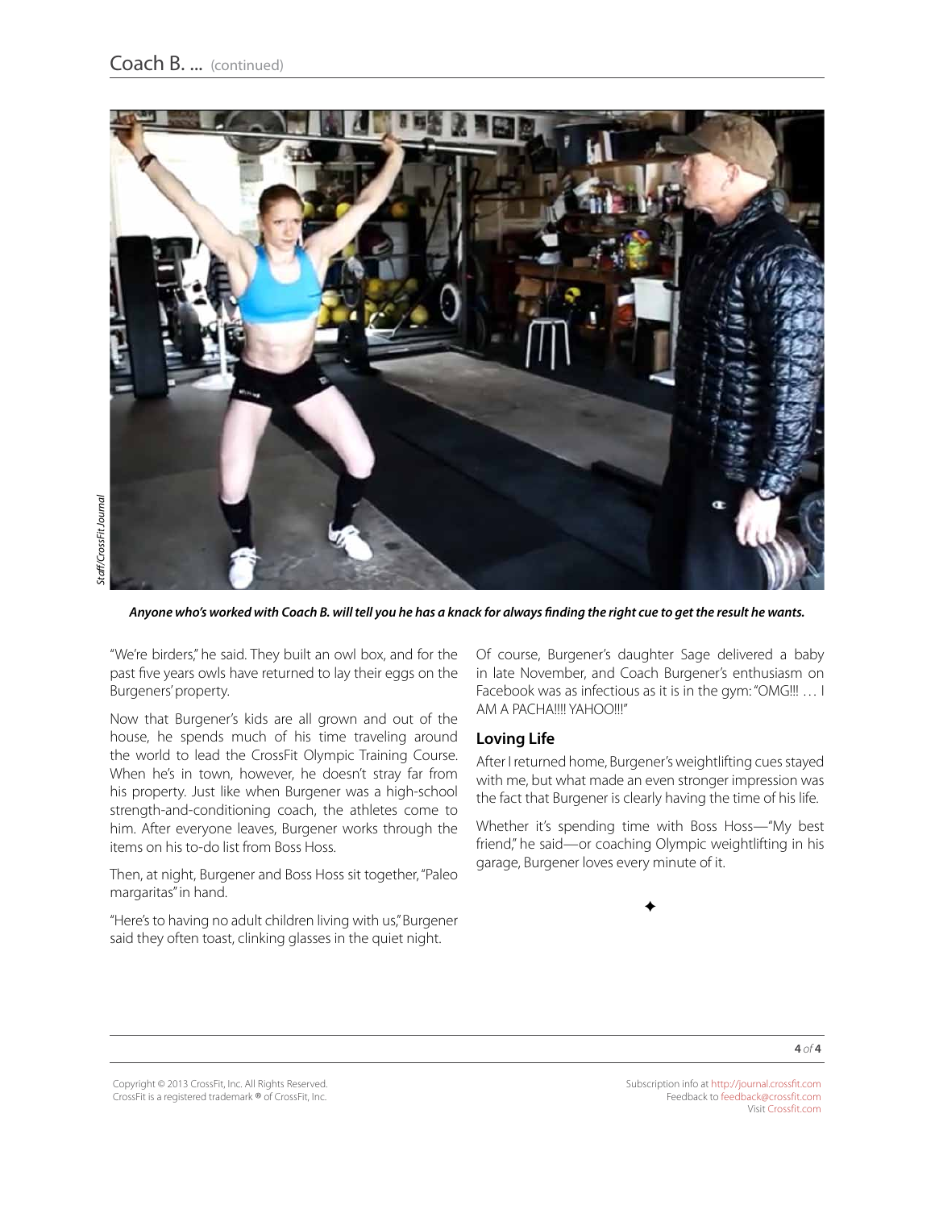*Anyone who's worked with Coach B. will tell you he has a knack for always finding the right cue to get the result he wants.*

"We're birders," he said. They built an owl box, and for the past five years owls have returned to lay their eggs on the Burgeners' property.

Now that Burgener's kids are all grown and out of the house, he spends much of his time traveling around the world to lead the CrossFit Olympic Training Course. When he's in town, however, he doesn't stray far from his property. Just like when Burgener was a high-school strength-and-conditioning coach, the athletes come to him. After everyone leaves, Burgener works through the items on his to-do list from Boss Hoss.

Then, at night, Burgener and Boss Hoss sit together, "Paleo margaritas" in hand.

"Here's to having no adult children living with us," Burgener said they often toast, clinking glasses in the quiet night.

Of course, Burgener's daughter Sage delivered a baby in late November, and Coach Burgener's enthusiasm on Facebook was as infectious as it is in the gym: "OMG!!! … I AM A PACHA!!!! YAHOO!!!"

## Loving Life

After I returned home, Burgener's weightlifting cues stayed with me, but what made an even stronger impression was the fact that Burgener is clearly having the time of his life.

Whether it's spending time with Boss Hoss—"My best friend," he said—or coaching Olympic weightlifting in his garage, Burgener loves every minute of it.

✦